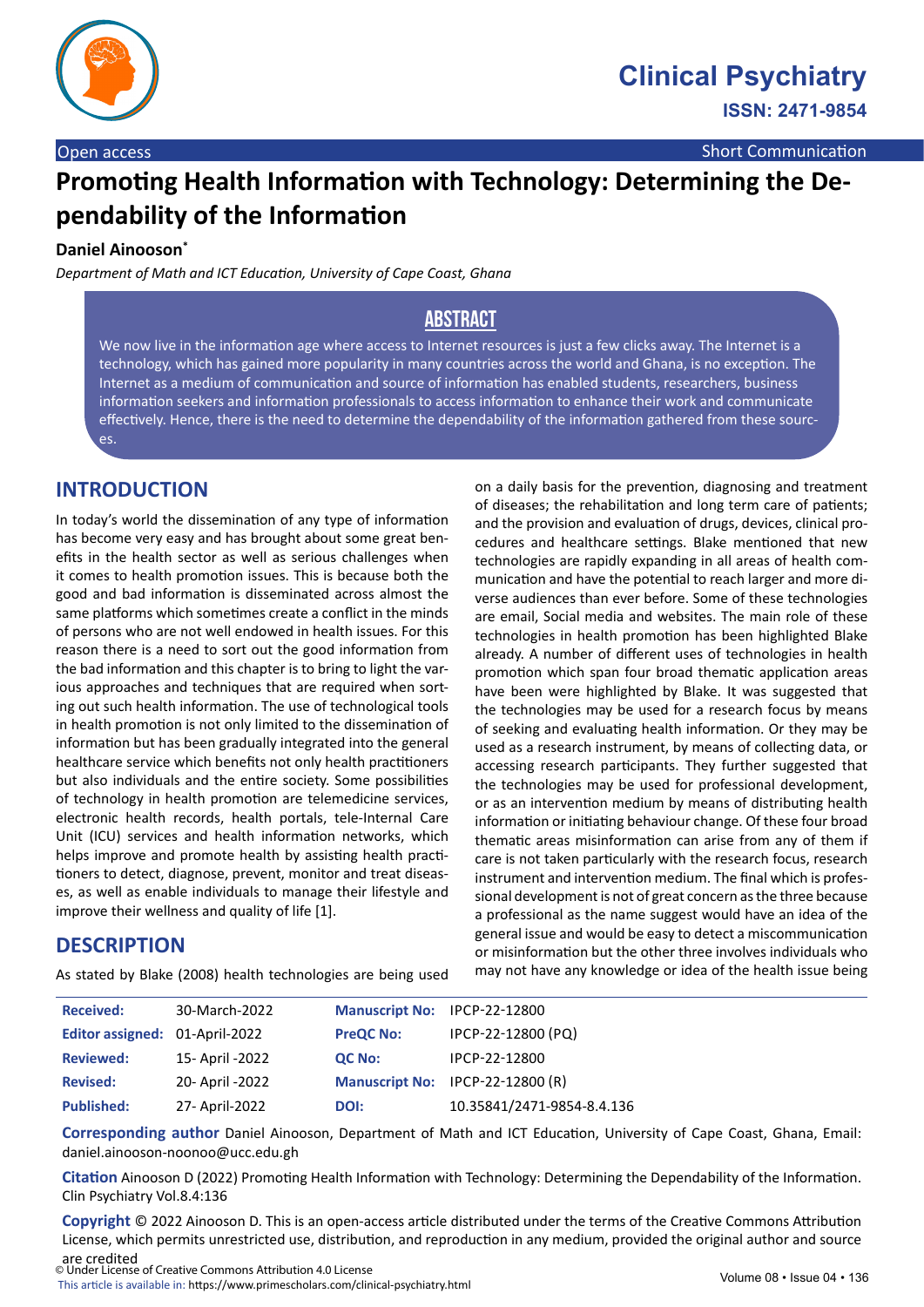Open access | Short Communication

# Promoting Health Information with Technology: Determining the Dependability of the Information

**Daniel Ainooson***

*Department of Math and ICT Education, University of Cape Coast, Ghana*

## ABSTRACT

We now live in the information age where access to Internet resources is just a few clicks away. The Internet is a technology, which has gained more popularity in many countries across the world and Ghana, is no exception. The Internet as a medium of communication and source of information has enabled students, researchers, business information seekers and information professionals to access information to enhance their work and communicate effectively. Hence, there is the need to determine the dependability of the information gathered from these sources.

## INTRODUCTION

In today's world the dissemination of any type of information has become very easy and has brought about some great benefits in the health sector as well as serious challenges when it comes to health promotion issues. This is because both the good and bad information is disseminated across almost the same platforms which sometimes create a conflict in the minds of persons who are not well endowed in health issues. For this reason there is a need to sort out the good information from the bad information and this chapter is to bring to light the various approaches and techniques that are required when sorting out such health information. The use of technological tools in health promotion is not only limited to the dissemination of information but has been gradually integrated into the general healthcare service which benefits not only health practitioners but also individuals and the entire society. Some possibilities of technology in health promotion are telemedicine services, electronic health records, health portals, tele-Internal Care Unit (ICU) services and health information networks, which helps improve and promote health by assisting health practitioners to detect, diagnose, prevent, monitor and treat diseases, as well as enable individuals to manage their lifestyle and improve their wellness and quality of life [1].

## DESCRIPTION

As stated by Blake (2008) health technologies are being used on a daily basis for the prevention, diagnosing and treatment of diseases; the rehabilitation and long term care of patients; and the provision and evaluation of drugs, devices, clinical procedures and healthcare settings. Blake mentioned that new technologies are rapidly expanding in all areas of health communication and have the potential to reach larger and more diverse audiences than ever before. Some of these technologies are email, Social media and websites. The main role of these technologies in health promotion has been highlighted Blake already. A number of different uses of technologies in health promotion which span four broad thematic application areas have been were highlighted by Blake. It was suggested that the technologies may be used for a research focus by means of seeking and evaluating health information. Or they may be used as a research instrument, by means of collecting data, or accessing research participants. They further suggested that the technologies may be used for professional development, or as an intervention medium by means of distributing health information or initiating behaviour change. Of these four broad thematic areas misinformation can arise from any of them if care is not taken particularly with the research focus, research instrument and intervention medium. The final which is professional development is not of great concern as the three because a professional as the name suggest would have an idea of the general issue and would be easy to detect a miscommunication or misinformation but the other three involves individuals who may not have any knowledge or idea of the health issue being

| | | | |
|---|---|---|---|
| **Received:** | 30-March-2022 | **Manuscript No:** | IPCP-22-12800 |
| **Editor assigned:** | 01-April-2022 | **PreQC No:** | IPCP-22-12800 (PQ) |
| **Reviewed:** | 15- April -2022 | **QC No:** | IPCP-22-12800 |
| **Revised:** | 20- April -2022 | **Manuscript No:** | IPCP-22-12800 (R) |
| **Published:** | 27- April-2022 | **DOI:** | 10.35841/2471-9854-8.4.136 |

**Corresponding author** Daniel Ainooson, Department of Math and ICT Education, University of Cape Coast, Ghana, Email: daniel.ainooson-noonoo@ucc.edu.gh

**Citation** Ainooson D (2022) Promoting Health Information with Technology: Determining the Dependability of the Information. Clin Psychiatry Vol.8.4:136

**Copyright** © 2022 Ainooson D. This is an open-access article distributed under the terms of the Creative Commons Attribution License, which permits unrestricted use, distribution, and reproduction in any medium, provided the original author and source are credited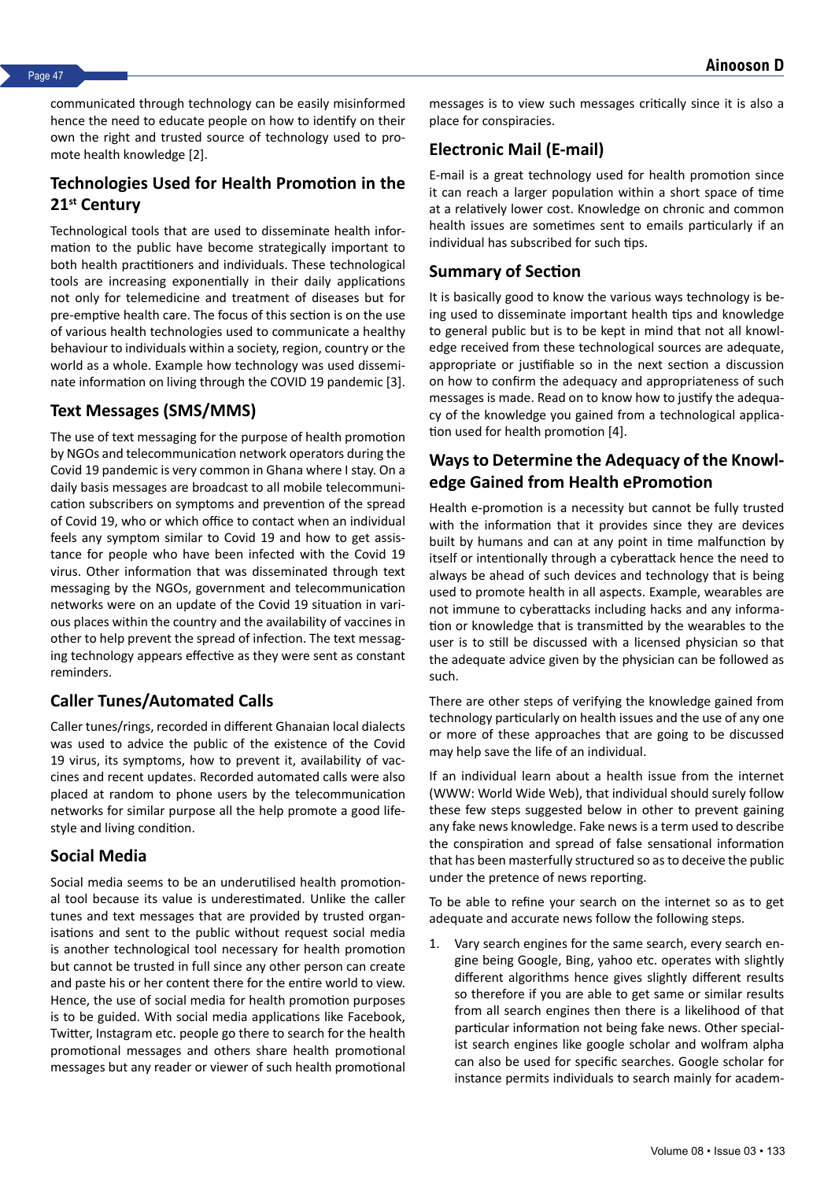communicated through technology can be easily misinformed hence the need to educate people on how to identify on their own the right and trusted source of technology used to promote health knowledge [2].

## Technologies Used for Health Promotion in the 21st Century

Technological tools that are used to disseminate health information to the public have become strategically important to both health practitioners and individuals. These technological tools are increasing exponentially in their daily applications not only for telemedicine and treatment of diseases but for pre-emptive health care. The focus of this section is on the use of various health technologies used to communicate a healthy behaviour to individuals within a society, region, country or the world as a whole. Example how technology was used disseminate information on living through the COVID 19 pandemic [3].

## Text Messages (SMS/MMS)

The use of text messaging for the purpose of health promotion by NGOs and telecommunication network operators during the Covid 19 pandemic is very common in Ghana where I stay. On a daily basis messages are broadcast to all mobile telecommunication subscribers on symptoms and prevention of the spread of Covid 19, who or which office to contact when an individual feels any symptom similar to Covid 19 and how to get assistance for people who have been infected with the Covid 19 virus. Other information that was disseminated through text messaging by the NGOs, government and telecommunication networks were on an update of the Covid 19 situation in various places within the country and the availability of vaccines in other to help prevent the spread of infection. The text messaging technology appears effective as they were sent as constant reminders.

## Caller Tunes/Automated Calls

Caller tunes/rings, recorded in different Ghanaian local dialects was used to advice the public of the existence of the Covid 19 virus, its symptoms, how to prevent it, availability of vaccines and recent updates. Recorded automated calls were also placed at random to phone users by the telecommunication networks for similar purpose all the help promote a good lifestyle and living condition.

## Social Media

Social media seems to be an underutilised health promotional tool because its value is underestimated. Unlike the caller tunes and text messages that are provided by trusted organisations and sent to the public without request social media is another technological tool necessary for health promotion but cannot be trusted in full since any other person can create and paste his or her content there for the entire world to view. Hence, the use of social media for health promotion purposes is to be guided. With social media applications like Facebook, Twitter, Instagram etc. people go there to search for the health promotional messages and others share health promotional messages but any reader or viewer of such health promotional messages is to view such messages critically since it is also a place for conspiracies.

## Electronic Mail (E-mail)

E-mail is a great technology used for health promotion since it can reach a larger population within a short space of time at a relatively lower cost. Knowledge on chronic and common health issues are sometimes sent to emails particularly if an individual has subscribed for such tips.

## Summary of Section

It is basically good to know the various ways technology is being used to disseminate important health tips and knowledge to general public but is to be kept in mind that not all knowledge received from these technological sources are adequate, appropriate or justifiable so in the next section a discussion on how to confirm the adequacy and appropriateness of such messages is made. Read on to know how to justify the adequacy of the knowledge you gained from a technological application used for health promotion [4].

## Ways to Determine the Adequacy of the Knowledge Gained from Health ePromotion

Health e-promotion is a necessity but cannot be fully trusted with the information that it provides since they are devices built by humans and can at any point in time malfunction by itself or intentionally through a cyberattack hence the need to always be ahead of such devices and technology that is being used to promote health in all aspects. Example, wearables are not immune to cyberattacks including hacks and any information or knowledge that is transmitted by the wearables to the user is to still be discussed with a licensed physician so that the adequate advice given by the physician can be followed as such.

There are other steps of verifying the knowledge gained from technology particularly on health issues and the use of any one or more of these approaches that are going to be discussed may help save the life of an individual.

If an individual learn about a health issue from the internet (WWW: World Wide Web), that individual should surely follow these few steps suggested below in other to prevent gaining any fake news knowledge. Fake news is a term used to describe the conspiration and spread of false sensational information that has been masterfully structured so as to deceive the public under the pretence of news reporting.

To be able to refine your search on the internet so as to get adequate and accurate news follow the following steps.

1. Vary search engines for the same search, every search engine being Google, Bing, yahoo etc. operates with slightly different algorithms hence gives slightly different results so therefore if you are able to get same or similar results from all search engines then there is a likelihood of that particular information not being fake news. Other specialist search engines like google scholar and wolfram alpha can also be used for specific searches. Google scholar for instance permits individuals to search mainly for academ-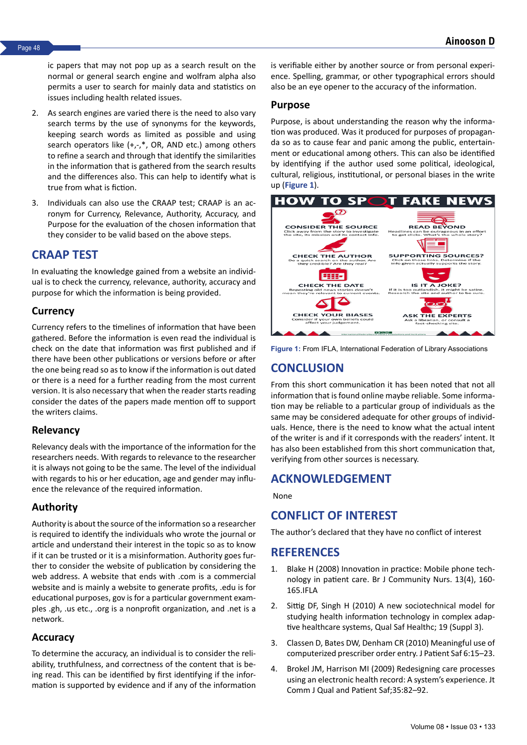ic papers that may not pop up as a search result on the normal or general search engine and wolfram alpha also permits a user to search for mainly data and statistics on issues including health related issues.

2. As search engines are varied there is the need to also vary search terms by the use of synonyms for the keywords, keeping search words as limited as possible and using search operators like (+,-,*, OR, AND etc.) among others to refine a search and through that identify the similarities in the information that is gathered from the search results and the differences also. This can help to identify what is true from what is fiction.

3. Individuals can also use the CRAAP test; CRAAP is an acronym for Currency, Relevance, Authority, Accuracy, and Purpose for the evaluation of the chosen information that they consider to be valid based on the above steps.

## CRAAP TEST

In evaluating the knowledge gained from a website an individual is to check the currency, relevance, authority, accuracy and purpose for which the information is being provided.

### Currency

Currency refers to the timelines of information that have been gathered. Before the information is even read the individual is check on the date that information was first published and if there have been other publications or versions before or after the one being read so as to know if the information is out dated or there is a need for a further reading from the most current version. It is also necessary that when the reader starts reading consider the dates of the papers made mention off to support the writers claims.

### Relevancy

Relevancy deals with the importance of the information for the researchers needs. With regards to relevance to the researcher it is always not going to be the same. The level of the individual with regards to his or her education, age and gender may influence the relevance of the required information.

### Authority

Authority is about the source of the information so a researcher is required to identify the individuals who wrote the journal or article and understand their interest in the topic so as to know if it can be trusted or it is a misinformation. Authority goes further to consider the website of publication by considering the web address. A website that ends with .com is a commercial website and is mainly a website to generate profits, .edu is for educational purposes, gov is for a particular government examples .gh, .us etc., .org is a nonprofit organization, and .net is a network.

### Accuracy

To determine the accuracy, an individual is to consider the reliability, truthfulness, and correctness of the content that is being read. This can be identified by first identifying if the information is supported by evidence and if any of the information is verifiable either by another source or from personal experience. Spelling, grammar, or other typographical errors should also be an eye opener to the accuracy of the information.

### Purpose

Purpose, is about understanding the reason why the information was produced. Was it produced for purposes of propaganda so as to cause fear and panic among the public, entertainment or educational among others. This can also be identified by identifying if the author used some political, ideological, cultural, religious, institutional, or personal biases in the write up (**Figure 1**).

HOW TO SPOT FAKE NEWS

CONSIDER THE SOURCE
Click away from the story to investigate the site, its mission and its contact info.

READ BEYOND
Headlines can be outrageous in an effort to get clicks. What's the whole story?

CHECK THE AUTHOR
Do a quick search on the author. Are they credible? Are they real?

SUPPORTING SOURCES?
Click on those links. Determine if the info given actually supports the story.

CHECK THE DATE
Reposting old news stories doesn't mean they're relevant to current events.

IS IT A JOKE?
If it is too outlandish, it might be satire. Research the site and author to be sure.

CHECK YOUR BIASES
Consider if your own beliefs could affect your judgement.

ASK THE EXPERTS
Ask a librarian, or consult a fact-checking site.

**Figure 1:** From IFLA, International Federation of Library Associations

## CONCLUSION

From this short communication it has been noted that not all information that is found online maybe reliable. Some information may be reliable to a particular group of individuals as the same may be considered adequate for other groups of individuals. Hence, there is the need to know what the actual intent of the writer is and if it corresponds with the readers' intent. It has also been established from this short communication that, verifying from other sources is necessary.

## ACKNOWLEDGEMENT

None

## CONFLICT OF INTEREST

The author's declared that they have no conflict of interest

## REFERENCES

1. Blake H (2008) Innovation in practice: Mobile phone technology in patient care. Br J Community Nurs. 13(4), 160-165.IFLA
2. Sittig DF, Singh H (2010) A new sociotechnical model for studying health information technology in complex adaptive healthcare systems, Qual Saf Healthc; 19 (Suppl 3).
3. Classen D, Bates DW, Denham CR (2010) Meaningful use of computerized prescriber order entry. J Patient Saf 6:15–23.
4. Brokel JM, Harrison MI (2009) Redesigning care processes using an electronic health record: A system's experience. Jt Comm J Qual and Patient Saf;35:82–92.